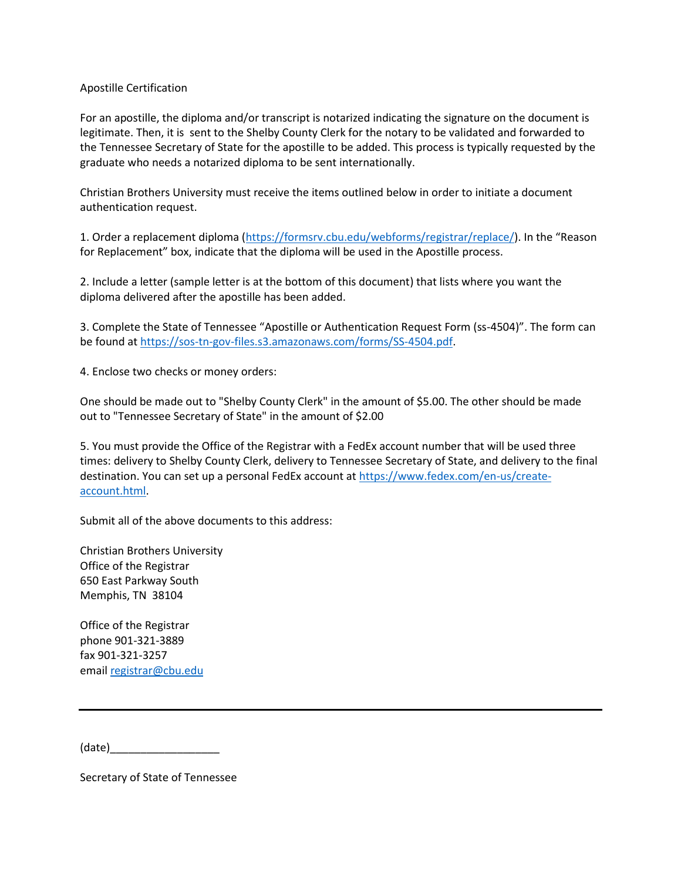# Apostille Certification

For an apostille, the diploma and/or transcript is notarized indicating the signature on the document is legitimate. Then, it is sent to the Shelby County Clerk for the notary to be validated and forwarded to the Tennessee Secretary of State for the apostille to be added. This process is typically requested by the graduate who needs a notarized diploma to be sent internationally.

Christian Brothers University must receive the items outlined below in order to initiate a document authentication request.

1. Order a replacement diploma (https://formsrv.cbu.edu/webforms/registrar/replace/). In the "Reason for Replacement" box, indicate that the diploma will be used in the Apostille process.

2. Include a letter (sample letter is at the bottom of this document) that lists where you want the diploma delivered after the apostille has been added.

3. Complete the State of Tennessee "Apostille or Authentication Request Form (ss-4504)". The form can be found at https://sos-tn-gov-files.s3.amazonaws.com/forms/SS-4504.pdf.

4. Enclose two checks or money orders:

One should be made out to "Shelby County Clerk" in the amount of $5.00. The other should be made out to "Tennessee Secretary of State" in the amount of $2.00

5. You must provide the Office of the Registrar with a FedEx account number that will be used three times: delivery to Shelby County Clerk, delivery to Tennessee Secretary of State, and delivery to the final destination. You can set up a personal FedEx account at https://www.fedex.com/en-us/create-account.html.

Submit all of the above documents to this address:

Christian Brothers University  
Office of the Registrar  
650 East Parkway South  
Memphis, TN 38104

Office of the Registrar  
phone 901-321-3889  
fax 901-321-3257  
email registrar@cbu.edu

---

(date)__________________

Secretary of State of Tennessee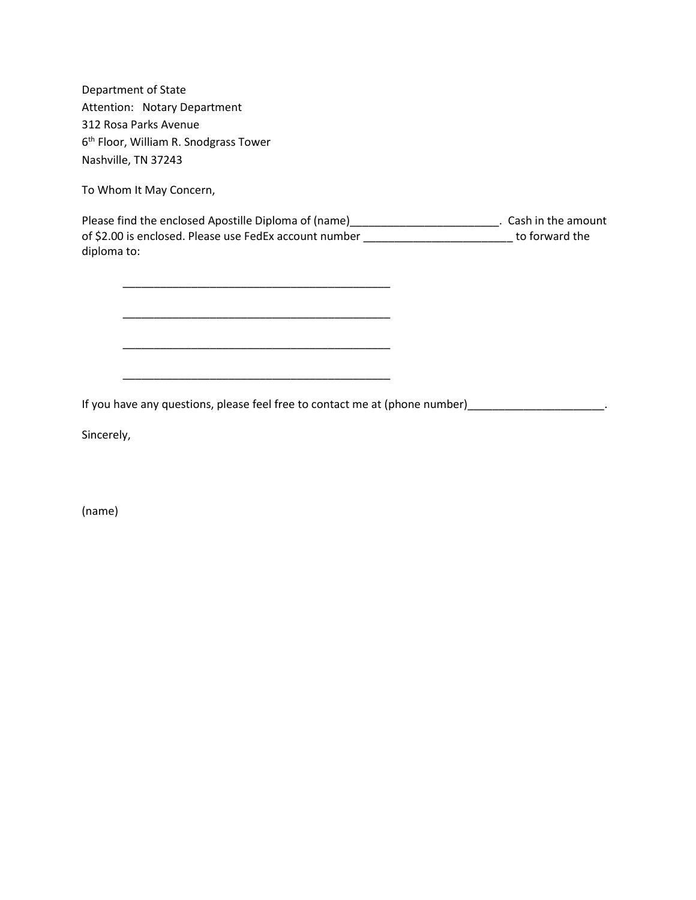Department of State
Attention: Notary Department
312 Rosa Parks Avenue
6th Floor, William R. Snodgrass Tower
Nashville, TN 37243

To Whom It May Concern,

Please find the enclosed Apostille Diploma of (name)________________________. Cash in the amount of $2.00 is enclosed. Please use FedEx account number ________________________ to forward the diploma to:

_____________________________________________

_____________________________________________

_____________________________________________

_____________________________________________

If you have any questions, please feel free to contact me at (phone number)______________________.

Sincerely,

(name)